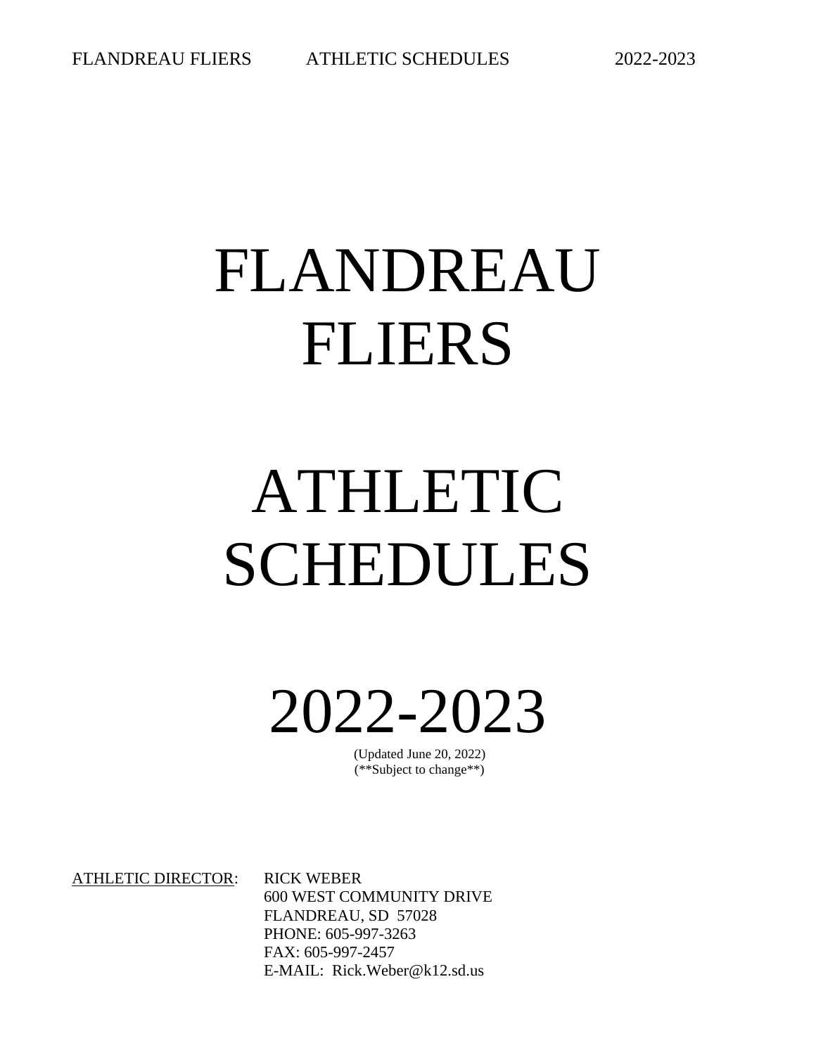# FLANDREAU FLIERS

# ATHLETIC SCHEDULES

# 2022-2023

(Updated June 20, 2022)
(**Subject to change**)

ATHLETIC DIRECTOR: RICK WEBER
600 WEST COMMUNITY DRIVE
FLANDREAU, SD 57028
PHONE: 605-997-3263
FAX: 605-997-2457
E-MAIL: Rick.Weber@k12.sd.us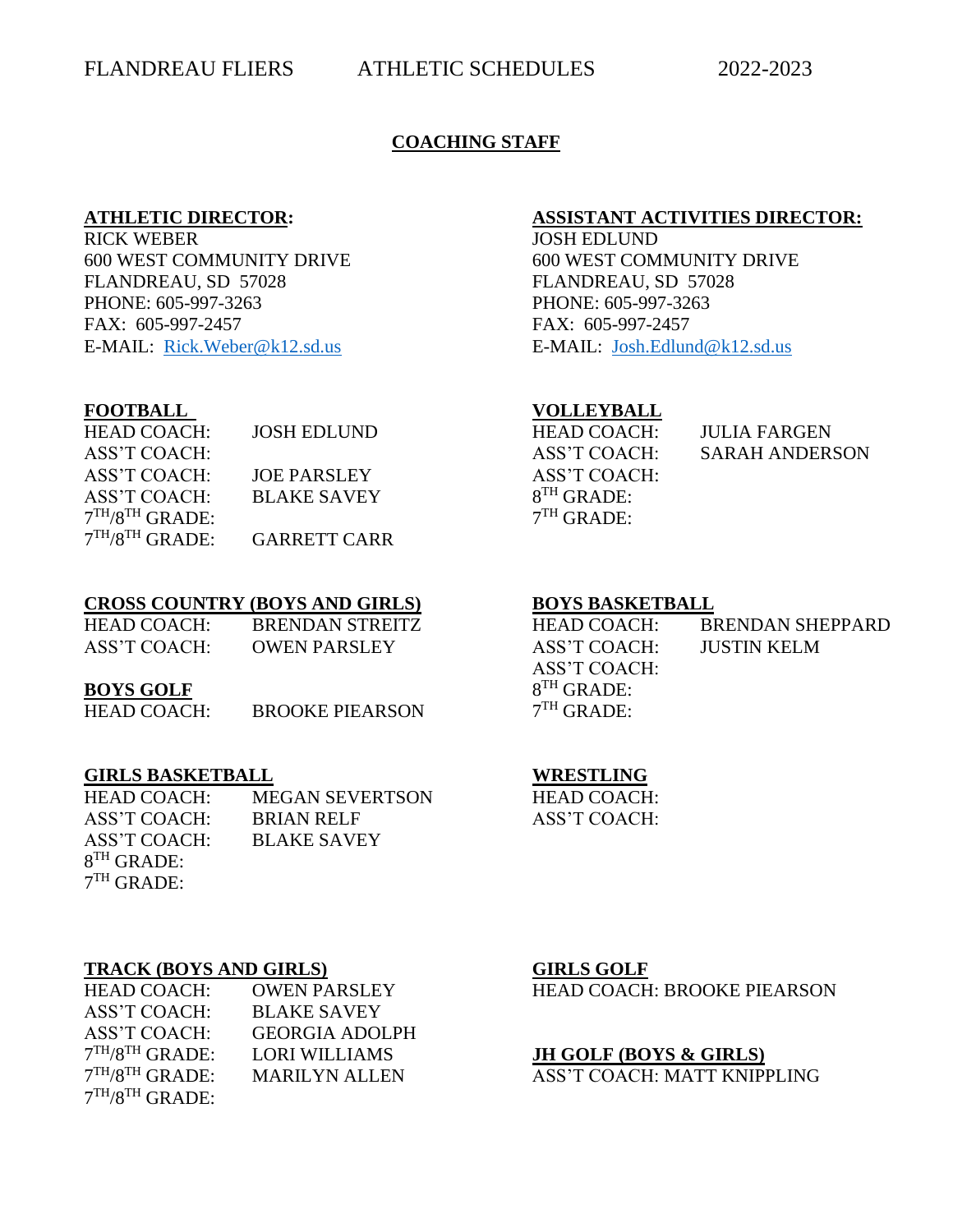FLANDREAU FLIERS ATHLETIC SCHEDULES 2022-2023

## COACHING STAFF

**ATHLETIC DIRECTOR:**
RICK WEBER
600 WEST COMMUNITY DRIVE
FLANDREAU, SD 57028
PHONE: 605-997-3263
FAX: 605-997-2457
E-MAIL: Rick.Weber@k12.sd.us

**ASSISTANT ACTIVITIES DIRECTOR:**
JOSH EDLUND
600 WEST COMMUNITY DRIVE
FLANDREAU, SD 57028
PHONE: 605-997-3263
FAX: 605-997-2457
E-MAIL: Josh.Edlund@k12.sd.us

**FOOTBALL**

| | |
|---|---|
| HEAD COACH: | JOSH EDLUND |
| ASS'T COACH: | |
| ASS'T COACH: | JOE PARSLEY |
| ASS'T COACH: | BLAKE SAVEY |
| 7TH/8TH GRADE: | |
| 7TH/8TH GRADE: | GARRETT CARR |

**VOLLEYBALL**

| | |
|---|---|
| HEAD COACH: | JULIA FARGEN |
| ASS'T COACH: | SARAH ANDERSON |
| ASS'T COACH: | |
| 8TH GRADE: | |
| 7TH GRADE: | |

**CROSS COUNTRY (BOYS AND GIRLS)**

| | |
|---|---|
| HEAD COACH: | BRENDAN STREITZ |
| ASS'T COACH: | OWEN PARSLEY |

**BOYS GOLF**

| | |
|---|---|
| HEAD COACH: | BROOKE PIEARSON |

**BOYS BASKETBALL**

| | |
|---|---|
| HEAD COACH: | BRENDAN SHEPPARD |
| ASS'T COACH: | JUSTIN KELM |
| ASS'T COACH: | |
| 8TH GRADE: | |
| 7TH GRADE: | |

**GIRLS BASKETBALL**

| | |
|---|---|
| HEAD COACH: | MEGAN SEVERTSON |
| ASS'T COACH: | BRIAN RELF |
| ASS'T COACH: | BLAKE SAVEY |
| 8TH GRADE: | |
| 7TH GRADE: | |

**WRESTLING**

| | |
|---|---|
| HEAD COACH: | |
| ASS'T COACH: | |

**TRACK (BOYS AND GIRLS)**

| | |
|---|---|
| HEAD COACH: | OWEN PARSLEY |
| ASS'T COACH: | BLAKE SAVEY |
| ASS'T COACH: | GEORGIA ADOLPH |
| 7TH/8TH GRADE: | LORI WILLIAMS |
| 7TH/8TH GRADE: | MARILYN ALLEN |
| 7TH/8TH GRADE: | |

**GIRLS GOLF**
HEAD COACH: BROOKE PIEARSON

**JH GOLF (BOYS & GIRLS)**
ASS'T COACH: MATT KNIPPLING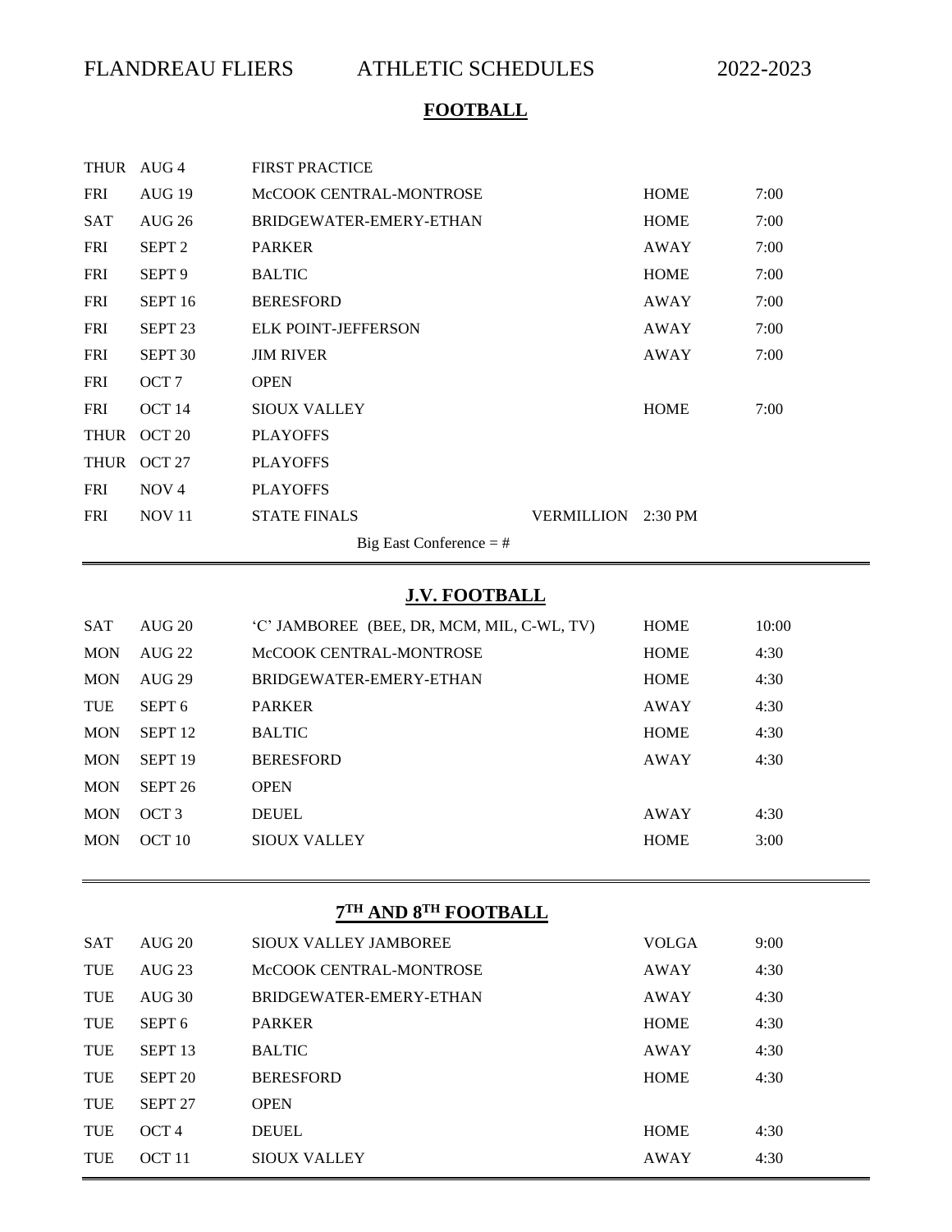FLANDREAU FLIERS ATHLETIC SCHEDULES 2022-2023

## FOOTBALL

| | | | | |
|---|---|---|---|---|
| THUR | AUG 4 | FIRST PRACTICE | | |
| FRI | AUG 19 | McCOOK CENTRAL-MONTROSE | HOME | 7:00 |
| SAT | AUG 26 | BRIDGEWATER-EMERY-ETHAN | HOME | 7:00 |
| FRI | SEPT 2 | PARKER | AWAY | 7:00 |
| FRI | SEPT 9 | BALTIC | HOME | 7:00 |
| FRI | SEPT 16 | BERESFORD | AWAY | 7:00 |
| FRI | SEPT 23 | ELK POINT-JEFFERSON | AWAY | 7:00 |
| FRI | SEPT 30 | JIM RIVER | AWAY | 7:00 |
| FRI | OCT 7 | OPEN | | |
| FRI | OCT 14 | SIOUX VALLEY | HOME | 7:00 |
| THUR | OCT 20 | PLAYOFFS | | |
| THUR | OCT 27 | PLAYOFFS | | |
| FRI | NOV 4 | PLAYOFFS | | |
| FRI | NOV 11 | STATE FINALS | VERMILLION | 2:30 PM |

Big East Conference = #

## J.V. FOOTBALL

| | | | | |
|---|---|---|---|---|
| SAT | AUG 20 | 'C' JAMBOREE (BEE, DR, MCM, MIL, C-WL, TV) | HOME | 10:00 |
| MON | AUG 22 | McCOOK CENTRAL-MONTROSE | HOME | 4:30 |
| MON | AUG 29 | BRIDGEWATER-EMERY-ETHAN | HOME | 4:30 |
| TUE | SEPT 6 | PARKER | AWAY | 4:30 |
| MON | SEPT 12 | BALTIC | HOME | 4:30 |
| MON | SEPT 19 | BERESFORD | AWAY | 4:30 |
| MON | SEPT 26 | OPEN | | |
| MON | OCT 3 | DEUEL | AWAY | 4:30 |
| MON | OCT 10 | SIOUX VALLEY | HOME | 3:00 |

## 7TH AND 8TH FOOTBALL

| | | | | |
|---|---|---|---|---|
| SAT | AUG 20 | SIOUX VALLEY JAMBOREE | VOLGA | 9:00 |
| TUE | AUG 23 | McCOOK CENTRAL-MONTROSE | AWAY | 4:30 |
| TUE | AUG 30 | BRIDGEWATER-EMERY-ETHAN | AWAY | 4:30 |
| TUE | SEPT 6 | PARKER | HOME | 4:30 |
| TUE | SEPT 13 | BALTIC | AWAY | 4:30 |
| TUE | SEPT 20 | BERESFORD | HOME | 4:30 |
| TUE | SEPT 27 | OPEN | | |
| TUE | OCT 4 | DEUEL | HOME | 4:30 |
| TUE | OCT 11 | SIOUX VALLEY | AWAY | 4:30 |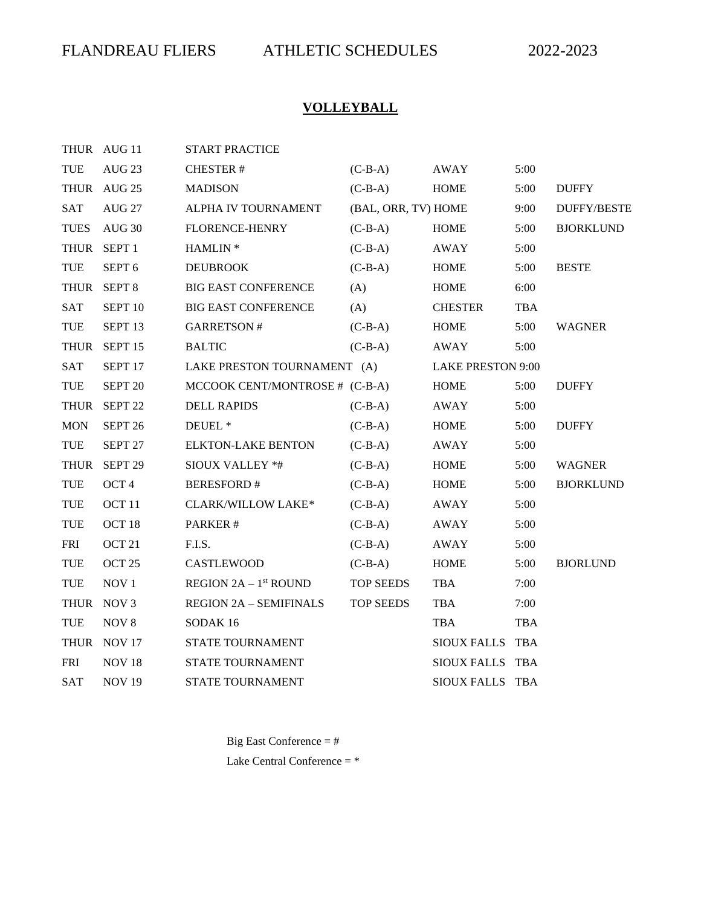FLANDREAU FLIERS ATHLETIC SCHEDULES 2022-2023

## VOLLEYBALL

| | | | | | | |
|---|---|---|---|---|---|---|
| THUR | AUG 11 | START PRACTICE | | | | |
| TUE | AUG 23 | CHESTER # | (C-B-A) | AWAY | 5:00 | |
| THUR | AUG 25 | MADISON | (C-B-A) | HOME | 5:00 | DUFFY |
| SAT | AUG 27 | ALPHA IV TOURNAMENT | (BAL, ORR, TV) | HOME | 9:00 | DUFFY/BESTE |
| TUES | AUG 30 | FLORENCE-HENRY | (C-B-A) | HOME | 5:00 | BJORKLUND |
| THUR | SEPT 1 | HAMLIN * | (C-B-A) | AWAY | 5:00 | |
| TUE | SEPT 6 | DEUBROOK | (C-B-A) | HOME | 5:00 | BESTE |
| THUR | SEPT 8 | BIG EAST CONFERENCE | (A) | HOME | 6:00 | |
| SAT | SEPT 10 | BIG EAST CONFERENCE | (A) | CHESTER | TBA | |
| TUE | SEPT 13 | GARRETSON # | (C-B-A) | HOME | 5:00 | WAGNER |
| THUR | SEPT 15 | BALTIC | (C-B-A) | AWAY | 5:00 | |
| SAT | SEPT 17 | LAKE PRESTON TOURNAMENT | (A) | LAKE PRESTON | 9:00 | |
| TUE | SEPT 20 | MCCOOK CENT/MONTROSE # | (C-B-A) | HOME | 5:00 | DUFFY |
| THUR | SEPT 22 | DELL RAPIDS | (C-B-A) | AWAY | 5:00 | |
| MON | SEPT 26 | DEUEL * | (C-B-A) | HOME | 5:00 | DUFFY |
| TUE | SEPT 27 | ELKTON-LAKE BENTON | (C-B-A) | AWAY | 5:00 | |
| THUR | SEPT 29 | SIOUX VALLEY *# | (C-B-A) | HOME | 5:00 | WAGNER |
| TUE | OCT 4 | BERESFORD # | (C-B-A) | HOME | 5:00 | BJORKLUND |
| TUE | OCT 11 | CLARK/WILLOW LAKE* | (C-B-A) | AWAY | 5:00 | |
| TUE | OCT 18 | PARKER # | (C-B-A) | AWAY | 5:00 | |
| FRI | OCT 21 | F.I.S. | (C-B-A) | AWAY | 5:00 | |
| TUE | OCT 25 | CASTLEWOOD | (C-B-A) | HOME | 5:00 | BJORLUND |
| TUE | NOV 1 | REGION 2A – 1st ROUND | TOP SEEDS | TBA | 7:00 | |
| THUR | NOV 3 | REGION 2A – SEMIFINALS | TOP SEEDS | TBA | 7:00 | |
| TUE | NOV 8 | SODAK 16 | | TBA | TBA | |
| THUR | NOV 17 | STATE TOURNAMENT | | SIOUX FALLS | TBA | |
| FRI | NOV 18 | STATE TOURNAMENT | | SIOUX FALLS | TBA | |
| SAT | NOV 19 | STATE TOURNAMENT | | SIOUX FALLS | TBA | |

Big East Conference = #

Lake Central Conference = *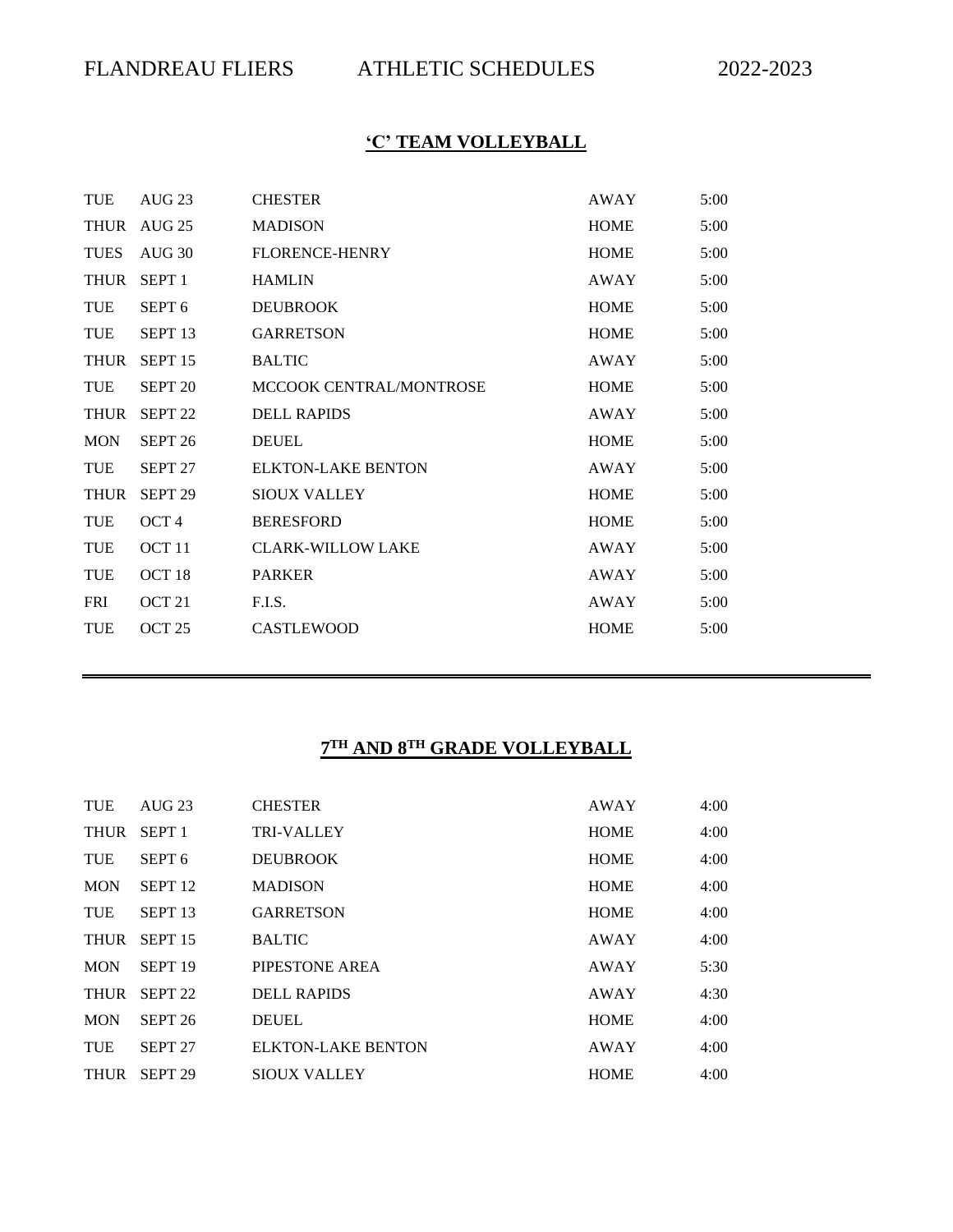FLANDREAU FLIERS ATHLETIC SCHEDULES 2022-2023

## ‘C’ TEAM VOLLEYBALL

| | | | | |
|---|---|---|---|---|
| TUE | AUG 23 | CHESTER | AWAY | 5:00 |
| THUR | AUG 25 | MADISON | HOME | 5:00 |
| TUES | AUG 30 | FLORENCE-HENRY | HOME | 5:00 |
| THUR | SEPT 1 | HAMLIN | AWAY | 5:00 |
| TUE | SEPT 6 | DEUBROOK | HOME | 5:00 |
| TUE | SEPT 13 | GARRETSON | HOME | 5:00 |
| THUR | SEPT 15 | BALTIC | AWAY | 5:00 |
| TUE | SEPT 20 | MCCOOK CENTRAL/MONTROSE | HOME | 5:00 |
| THUR | SEPT 22 | DELL RAPIDS | AWAY | 5:00 |
| MON | SEPT 26 | DEUEL | HOME | 5:00 |
| TUE | SEPT 27 | ELKTON-LAKE BENTON | AWAY | 5:00 |
| THUR | SEPT 29 | SIOUX VALLEY | HOME | 5:00 |
| TUE | OCT 4 | BERESFORD | HOME | 5:00 |
| TUE | OCT 11 | CLARK-WILLOW LAKE | AWAY | 5:00 |
| TUE | OCT 18 | PARKER | AWAY | 5:00 |
| FRI | OCT 21 | F.I.S. | AWAY | 5:00 |
| TUE | OCT 25 | CASTLEWOOD | HOME | 5:00 |

---

## 7TH AND 8TH GRADE VOLLEYBALL

| | | | | |
|---|---|---|---|---|
| TUE | AUG 23 | CHESTER | AWAY | 4:00 |
| THUR | SEPT 1 | TRI-VALLEY | HOME | 4:00 |
| TUE | SEPT 6 | DEUBROOK | HOME | 4:00 |
| MON | SEPT 12 | MADISON | HOME | 4:00 |
| TUE | SEPT 13 | GARRETSON | HOME | 4:00 |
| THUR | SEPT 15 | BALTIC | AWAY | 4:00 |
| MON | SEPT 19 | PIPESTONE AREA | AWAY | 5:30 |
| THUR | SEPT 22 | DELL RAPIDS | AWAY | 4:30 |
| MON | SEPT 26 | DEUEL | HOME | 4:00 |
| TUE | SEPT 27 | ELKTON-LAKE BENTON | AWAY | 4:00 |
| THUR | SEPT 29 | SIOUX VALLEY | HOME | 4:00 |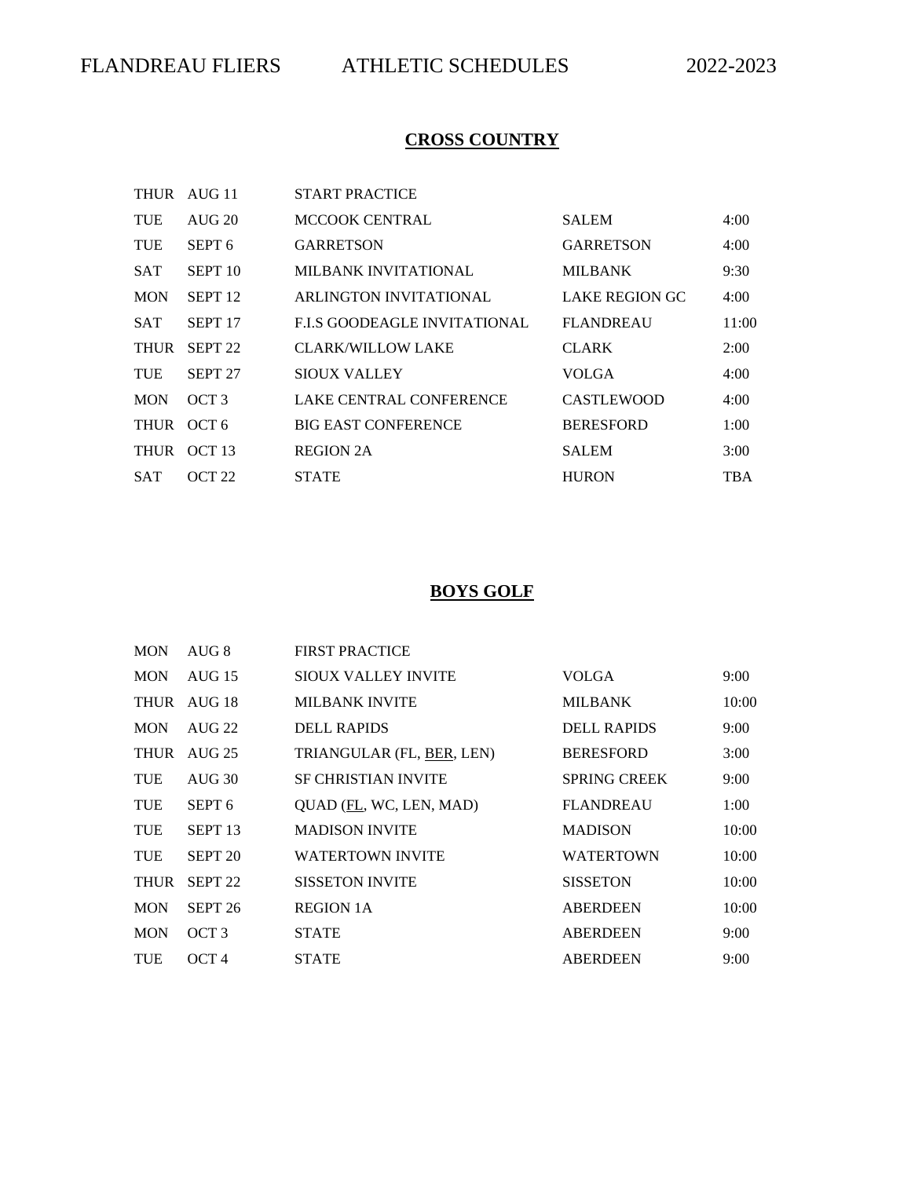# FLANDREAU FLIERS ATHLETIC SCHEDULES 2022-2023

## CROSS COUNTRY

| | | | | |
|---|---|---|---|---|
| THUR | AUG 11 | START PRACTICE | | |
| TUE | AUG 20 | MCCOOK CENTRAL | SALEM | 4:00 |
| TUE | SEPT 6 | GARRETSON | GARRETSON | 4:00 |
| SAT | SEPT 10 | MILBANK INVITATIONAL | MILBANK | 9:30 |
| MON | SEPT 12 | ARLINGTON INVITATIONAL | LAKE REGION GC | 4:00 |
| SAT | SEPT 17 | F.I.S GOODEAGLE INVITATIONAL | FLANDREAU | 11:00 |
| THUR | SEPT 22 | CLARK/WILLOW LAKE | CLARK | 2:00 |
| TUE | SEPT 27 | SIOUX VALLEY | VOLGA | 4:00 |
| MON | OCT 3 | LAKE CENTRAL CONFERENCE | CASTLEWOOD | 4:00 |
| THUR | OCT 6 | BIG EAST CONFERENCE | BERESFORD | 1:00 |
| THUR | OCT 13 | REGION 2A | SALEM | 3:00 |
| SAT | OCT 22 | STATE | HURON | TBA |

## BOYS GOLF

| | | | | |
|---|---|---|---|---|
| MON | AUG 8 | FIRST PRACTICE | | |
| MON | AUG 15 | SIOUX VALLEY INVITE | VOLGA | 9:00 |
| THUR | AUG 18 | MILBANK INVITE | MILBANK | 10:00 |
| MON | AUG 22 | DELL RAPIDS | DELL RAPIDS | 9:00 |
| THUR | AUG 25 | TRIANGULAR (FL, BER, LEN) | BERESFORD | 3:00 |
| TUE | AUG 30 | SF CHRISTIAN INVITE | SPRING CREEK | 9:00 |
| TUE | SEPT 6 | QUAD (FL, WC, LEN, MAD) | FLANDREAU | 1:00 |
| TUE | SEPT 13 | MADISON INVITE | MADISON | 10:00 |
| TUE | SEPT 20 | WATERTOWN INVITE | WATERTOWN | 10:00 |
| THUR | SEPT 22 | SISSETON INVITE | SISSETON | 10:00 |
| MON | SEPT 26 | REGION 1A | ABERDEEN | 10:00 |
| MON | OCT 3 | STATE | ABERDEEN | 9:00 |
| TUE | OCT 4 | STATE | ABERDEEN | 9:00 |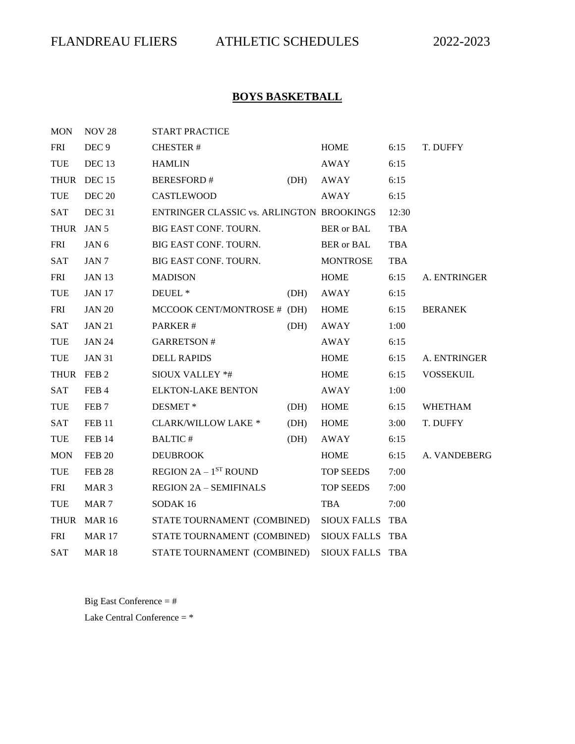FLANDREAU FLIERS ATHLETIC SCHEDULES 2022-2023

## BOYS BASKETBALL

| | | | | | | |
|---|---|---|---|---|---|---|
| MON | NOV 28 | START PRACTICE | | | | |
| FRI | DEC 9 | CHESTER # | | HOME | 6:15 | T. DUFFY |
| TUE | DEC 13 | HAMLIN | | AWAY | 6:15 | |
| THUR | DEC 15 | BERESFORD # | (DH) | AWAY | 6:15 | |
| TUE | DEC 20 | CASTLEWOOD | | AWAY | 6:15 | |
| SAT | DEC 31 | ENTRINGER CLASSIC vs. ARLINGTON | | BROOKINGS | 12:30 | |
| THUR | JAN 5 | BIG EAST CONF. TOURN. | | BER or BAL | TBA | |
| FRI | JAN 6 | BIG EAST CONF. TOURN. | | BER or BAL | TBA | |
| SAT | JAN 7 | BIG EAST CONF. TOURN. | | MONTROSE | TBA | |
| FRI | JAN 13 | MADISON | | HOME | 6:15 | A. ENTRINGER |
| TUE | JAN 17 | DEUEL * | (DH) | AWAY | 6:15 | |
| FRI | JAN 20 | MCCOOK CENT/MONTROSE # | (DH) | HOME | 6:15 | BERANEK |
| SAT | JAN 21 | PARKER # | (DH) | AWAY | 1:00 | |
| TUE | JAN 24 | GARRETSON # | | AWAY | 6:15 | |
| TUE | JAN 31 | DELL RAPIDS | | HOME | 6:15 | A. ENTRINGER |
| THUR | FEB 2 | SIOUX VALLEY *# | | HOME | 6:15 | VOSSEKUIL |
| SAT | FEB 4 | ELKTON-LAKE BENTON | | AWAY | 1:00 | |
| TUE | FEB 7 | DESMET * | (DH) | HOME | 6:15 | WHETHAM |
| SAT | FEB 11 | CLARK/WILLOW LAKE * | (DH) | HOME | 3:00 | T. DUFFY |
| TUE | FEB 14 | BALTIC # | (DH) | AWAY | 6:15 | |
| MON | FEB 20 | DEUBROOK | | HOME | 6:15 | A. VANDEBERG |
| TUE | FEB 28 | REGION 2A – 1ST ROUND | | TOP SEEDS | 7:00 | |
| FRI | MAR 3 | REGION 2A – SEMIFINALS | | TOP SEEDS | 7:00 | |
| TUE | MAR 7 | SODAK 16 | | TBA | 7:00 | |
| THUR | MAR 16 | STATE TOURNAMENT (COMBINED) | | SIOUX FALLS | TBA | |
| FRI | MAR 17 | STATE TOURNAMENT (COMBINED) | | SIOUX FALLS | TBA | |
| SAT | MAR 18 | STATE TOURNAMENT (COMBINED) | | SIOUX FALLS | TBA | |

Big East Conference = #

Lake Central Conference = *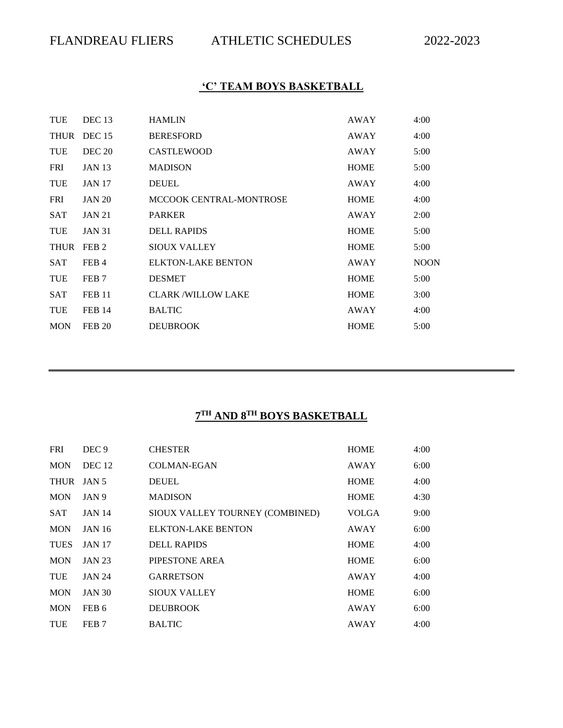# FLANDREAU FLIERS ATHLETIC SCHEDULES 2022-2023

## 'C' TEAM BOYS BASKETBALL

| | | | | |
|---|---|---|---|---|
| TUE | DEC 13 | HAMLIN | AWAY | 4:00 |
| THUR | DEC 15 | BERESFORD | AWAY | 4:00 |
| TUE | DEC 20 | CASTLEWOOD | AWAY | 5:00 |
| FRI | JAN 13 | MADISON | HOME | 5:00 |
| TUE | JAN 17 | DEUEL | AWAY | 4:00 |
| FRI | JAN 20 | MCCOOK CENTRAL-MONTROSE | HOME | 4:00 |
| SAT | JAN 21 | PARKER | AWAY | 2:00 |
| TUE | JAN 31 | DELL RAPIDS | HOME | 5:00 |
| THUR | FEB 2 | SIOUX VALLEY | HOME | 5:00 |
| SAT | FEB 4 | ELKTON-LAKE BENTON | AWAY | NOON |
| TUE | FEB 7 | DESMET | HOME | 5:00 |
| SAT | FEB 11 | CLARK /WILLOW LAKE | HOME | 3:00 |
| TUE | FEB 14 | BALTIC | AWAY | 4:00 |
| MON | FEB 20 | DEUBROOK | HOME | 5:00 |

---

## 7TH AND 8TH BOYS BASKETBALL

| | | | | |
|---|---|---|---|---|
| FRI | DEC 9 | CHESTER | HOME | 4:00 |
| MON | DEC 12 | COLMAN-EGAN | AWAY | 6:00 |
| THUR | JAN 5 | DEUEL | HOME | 4:00 |
| MON | JAN 9 | MADISON | HOME | 4:30 |
| SAT | JAN 14 | SIOUX VALLEY TOURNEY (COMBINED) | VOLGA | 9:00 |
| MON | JAN 16 | ELKTON-LAKE BENTON | AWAY | 6:00 |
| TUES | JAN 17 | DELL RAPIDS | HOME | 4:00 |
| MON | JAN 23 | PIPESTONE AREA | HOME | 6:00 |
| TUE | JAN 24 | GARRETSON | AWAY | 4:00 |
| MON | JAN 30 | SIOUX VALLEY | HOME | 6:00 |
| MON | FEB 6 | DEUBROOK | AWAY | 6:00 |
| TUE | FEB 7 | BALTIC | AWAY | 4:00 |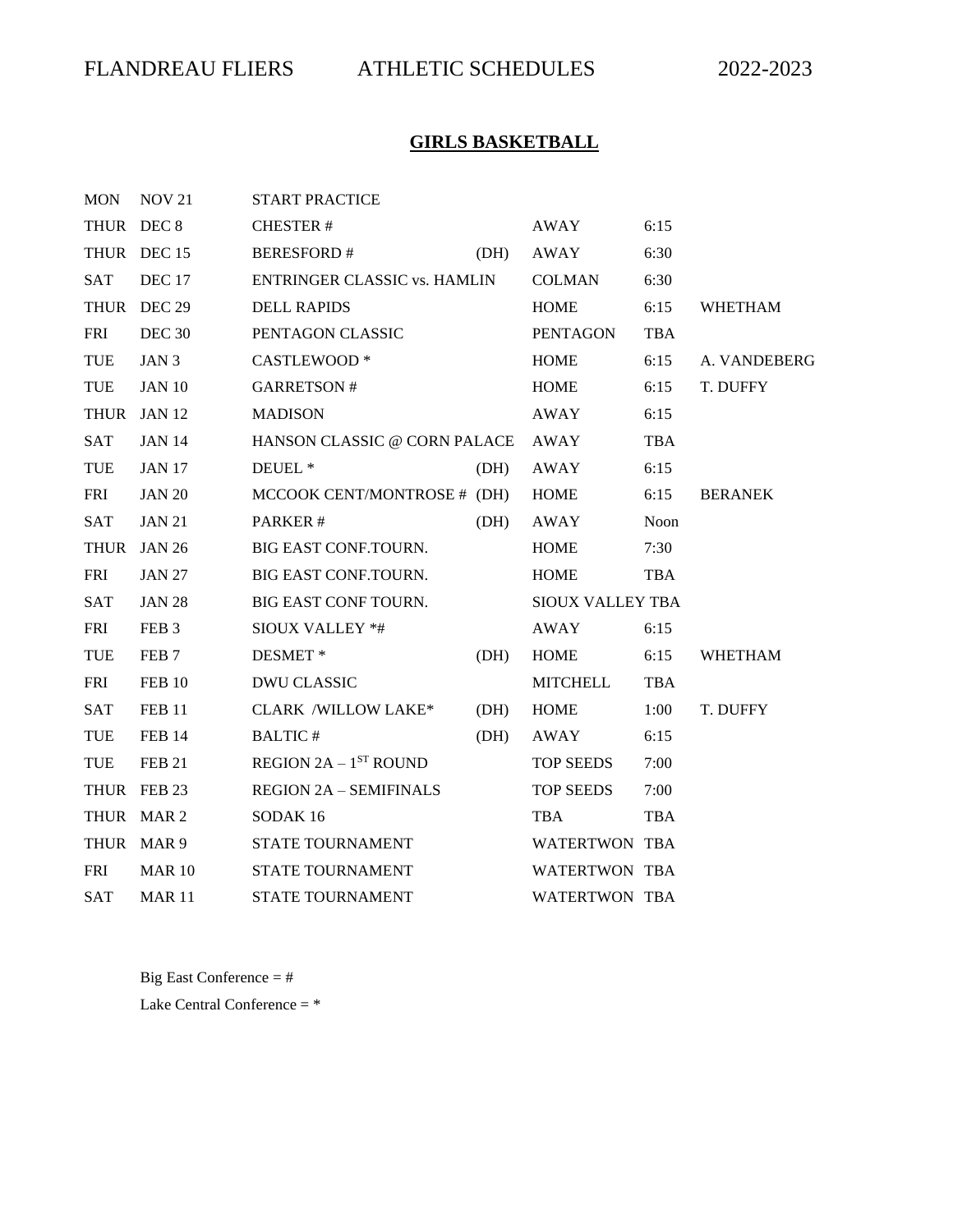FLANDREAU FLIERS ATHLETIC SCHEDULES 2022-2023

## GIRLS BASKETBALL

| | | | | | | |
|---|---|---|---|---|---|---|
| MON | NOV 21 | START PRACTICE | | | | |
| THUR | DEC 8 | CHESTER # | | AWAY | 6:15 | |
| THUR | DEC 15 | BERESFORD # | (DH) | AWAY | 6:30 | |
| SAT | DEC 17 | ENTRINGER CLASSIC vs. HAMLIN | | COLMAN | 6:30 | |
| THUR | DEC 29 | DELL RAPIDS | | HOME | 6:15 | WHETHAM |
| FRI | DEC 30 | PENTAGON CLASSIC | | PENTAGON | TBA | |
| TUE | JAN 3 | CASTLEWOOD * | | HOME | 6:15 | A. VANDEBERG |
| TUE | JAN 10 | GARRETSON # | | HOME | 6:15 | T. DUFFY |
| THUR | JAN 12 | MADISON | | AWAY | 6:15 | |
| SAT | JAN 14 | HANSON CLASSIC @ CORN PALACE | | AWAY | TBA | |
| TUE | JAN 17 | DEUEL * | (DH) | AWAY | 6:15 | |
| FRI | JAN 20 | MCCOOK CENT/MONTROSE # | (DH) | HOME | 6:15 | BERANEK |
| SAT | JAN 21 | PARKER # | (DH) | AWAY | Noon | |
| THUR | JAN 26 | BIG EAST CONF.TOURN. | | HOME | 7:30 | |
| FRI | JAN 27 | BIG EAST CONF.TOURN. | | HOME | TBA | |
| SAT | JAN 28 | BIG EAST CONF TOURN. | | SIOUX VALLEY | TBA | |
| FRI | FEB 3 | SIOUX VALLEY *# | | AWAY | 6:15 | |
| TUE | FEB 7 | DESMET * | (DH) | HOME | 6:15 | WHETHAM |
| FRI | FEB 10 | DWU CLASSIC | | MITCHELL | TBA | |
| SAT | FEB 11 | CLARK /WILLOW LAKE* | (DH) | HOME | 1:00 | T. DUFFY |
| TUE | FEB 14 | BALTIC # | (DH) | AWAY | 6:15 | |
| TUE | FEB 21 | REGION 2A – 1ST ROUND | | TOP SEEDS | 7:00 | |
| THUR | FEB 23 | REGION 2A – SEMIFINALS | | TOP SEEDS | 7:00 | |
| THUR | MAR 2 | SODAK 16 | | TBA | TBA | |
| THUR | MAR 9 | STATE TOURNAMENT | | WATERTWON | TBA | |
| FRI | MAR 10 | STATE TOURNAMENT | | WATERTWON | TBA | |
| SAT | MAR 11 | STATE TOURNAMENT | | WATERTWON | TBA | |

Big East Conference = #

Lake Central Conference = *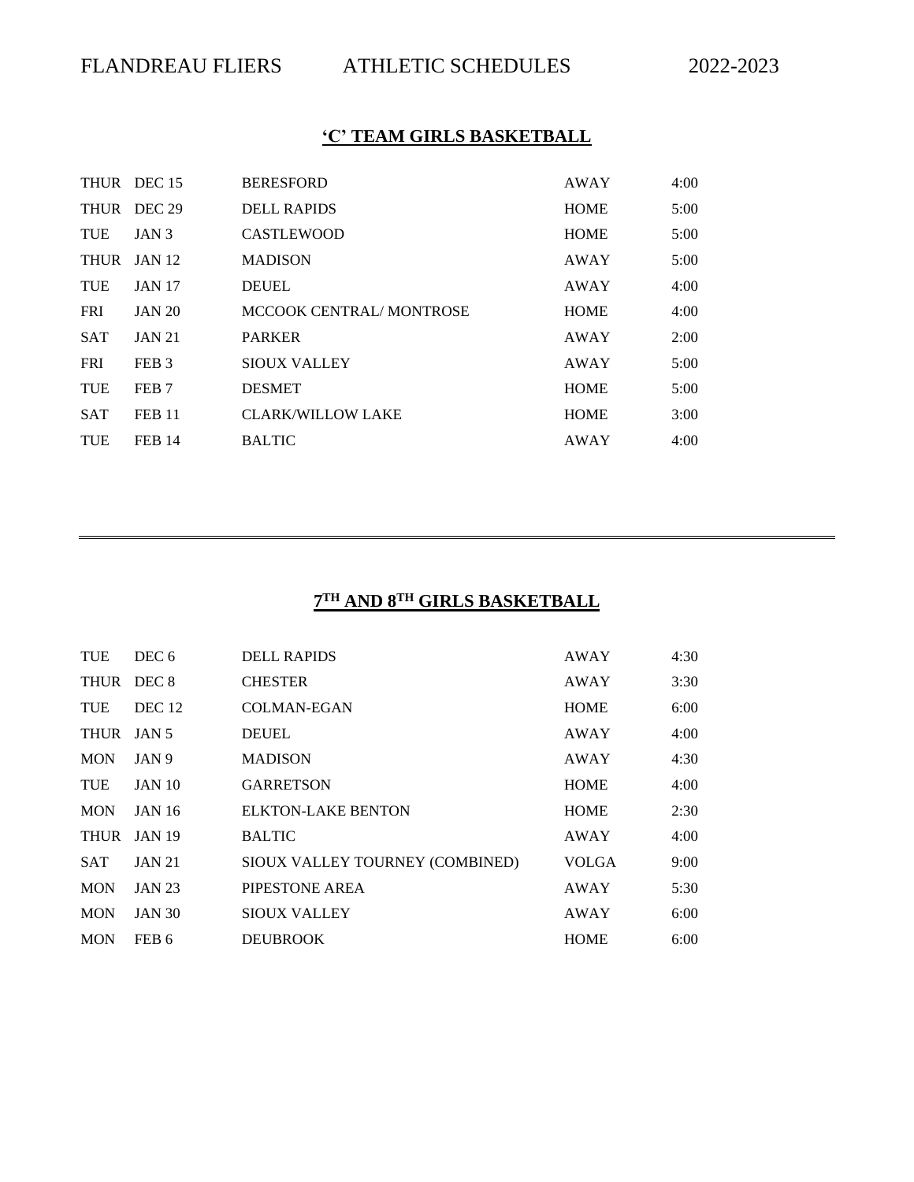# FLANDREAU FLIERS ATHLETIC SCHEDULES 2022-2023

## 'C' TEAM GIRLS BASKETBALL

| | | | | |
|---|---|---|---|---|
| THUR | DEC 15 | BERESFORD | AWAY | 4:00 |
| THUR | DEC 29 | DELL RAPIDS | HOME | 5:00 |
| TUE | JAN 3 | CASTLEWOOD | HOME | 5:00 |
| THUR | JAN 12 | MADISON | AWAY | 5:00 |
| TUE | JAN 17 | DEUEL | AWAY | 4:00 |
| FRI | JAN 20 | MCCOOK CENTRAL/ MONTROSE | HOME | 4:00 |
| SAT | JAN 21 | PARKER | AWAY | 2:00 |
| FRI | FEB 3 | SIOUX VALLEY | AWAY | 5:00 |
| TUE | FEB 7 | DESMET | HOME | 5:00 |
| SAT | FEB 11 | CLARK/WILLOW LAKE | HOME | 3:00 |
| TUE | FEB 14 | BALTIC | AWAY | 4:00 |

---

## 7TH AND 8TH GIRLS BASKETBALL

| | | | | |
|---|---|---|---|---|
| TUE | DEC 6 | DELL RAPIDS | AWAY | 4:30 |
| THUR | DEC 8 | CHESTER | AWAY | 3:30 |
| TUE | DEC 12 | COLMAN-EGAN | HOME | 6:00 |
| THUR | JAN 5 | DEUEL | AWAY | 4:00 |
| MON | JAN 9 | MADISON | AWAY | 4:30 |
| TUE | JAN 10 | GARRETSON | HOME | 4:00 |
| MON | JAN 16 | ELKTON-LAKE BENTON | HOME | 2:30 |
| THUR | JAN 19 | BALTIC | AWAY | 4:00 |
| SAT | JAN 21 | SIOUX VALLEY TOURNEY (COMBINED) | VOLGA | 9:00 |
| MON | JAN 23 | PIPESTONE AREA | AWAY | 5:30 |
| MON | JAN 30 | SIOUX VALLEY | AWAY | 6:00 |
| MON | FEB 6 | DEUBROOK | HOME | 6:00 |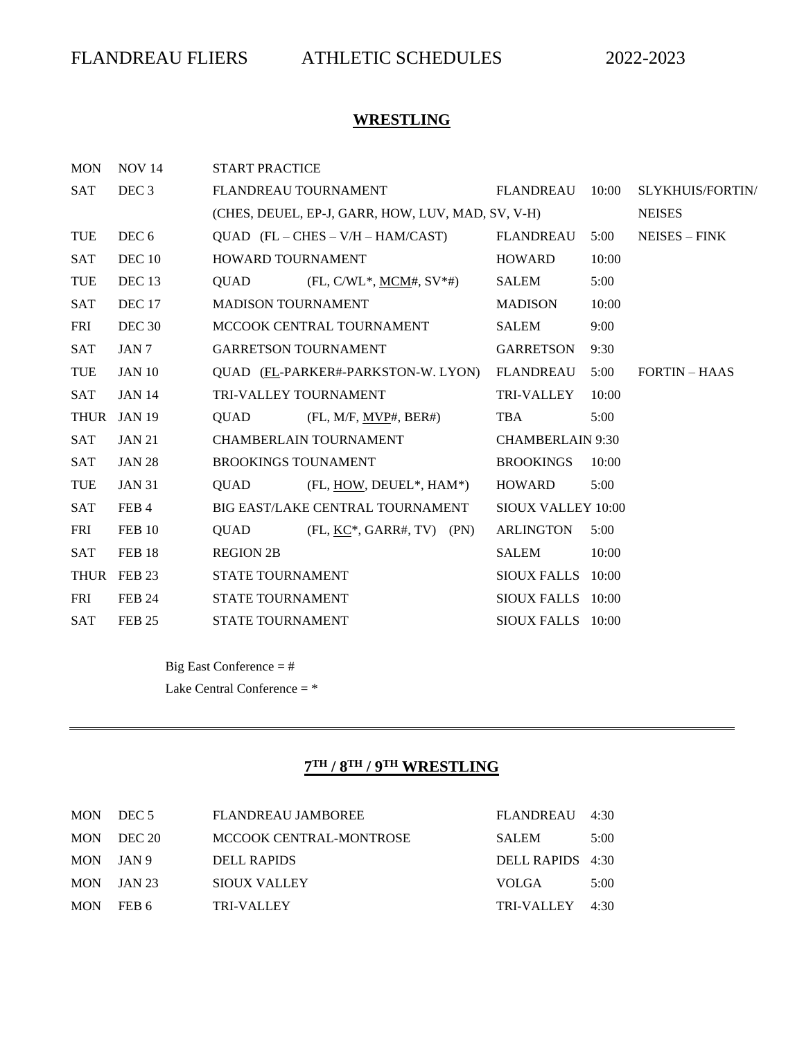FLANDREAU FLIERS ATHLETIC SCHEDULES 2022-2023

## WRESTLING

| | | | | | |
|---|---|---|---|---|---|
| MON | NOV 14 | START PRACTICE | | | |
| SAT | DEC 3 | FLANDREAU TOURNAMENT (CHES, DEUEL, EP-J, GARR, HOW, LUV, MAD, SV, V-H) | FLANDREAU | 10:00 | SLYKHUIS/FORTIN/ NEISES |
| TUE | DEC 6 | QUAD (FL – CHES – V/H – HAM/CAST) | FLANDREAU | 5:00 | NEISES – FINK |
| SAT | DEC 10 | HOWARD TOURNAMENT | HOWARD | 10:00 | |
| TUE | DEC 13 | QUAD (FL, C/WL*, MCM#, SV*#) | SALEM | 5:00 | |
| SAT | DEC 17 | MADISON TOURNAMENT | MADISON | 10:00 | |
| FRI | DEC 30 | MCCOOK CENTRAL TOURNAMENT | SALEM | 9:00 | |
| SAT | JAN 7 | GARRETSON TOURNAMENT | GARRETSON | 9:30 | |
| TUE | JAN 10 | QUAD (FL-PARKER#-PARKSTON-W. LYON) | FLANDREAU | 5:00 | FORTIN – HAAS |
| SAT | JAN 14 | TRI-VALLEY TOURNAMENT | TRI-VALLEY | 10:00 | |
| THUR | JAN 19 | QUAD (FL, M/F, MVP#, BER#) | TBA | 5:00 | |
| SAT | JAN 21 | CHAMBERLAIN TOURNAMENT | CHAMBERLAIN | 9:30 | |
| SAT | JAN 28 | BROOKINGS TOUNAMENT | BROOKINGS | 10:00 | |
| TUE | JAN 31 | QUAD (FL, HOW, DEUEL*, HAM*) | HOWARD | 5:00 | |
| SAT | FEB 4 | BIG EAST/LAKE CENTRAL TOURNAMENT | SIOUX VALLEY | 10:00 | |
| FRI | FEB 10 | QUAD (FL, KC*, GARR#, TV) (PN) | ARLINGTON | 5:00 | |
| SAT | FEB 18 | REGION 2B | SALEM | 10:00 | |
| THUR | FEB 23 | STATE TOURNAMENT | SIOUX FALLS | 10:00 | |
| FRI | FEB 24 | STATE TOURNAMENT | SIOUX FALLS | 10:00 | |
| SAT | FEB 25 | STATE TOURNAMENT | SIOUX FALLS | 10:00 | |

Big East Conference = #

Lake Central Conference = *

---

## 7TH / 8TH / 9TH WRESTLING

| | | | | |
|---|---|---|---|---|
| MON | DEC 5 | FLANDREAU JAMBOREE | FLANDREAU | 4:30 |
| MON | DEC 20 | MCCOOK CENTRAL-MONTROSE | SALEM | 5:00 |
| MON | JAN 9 | DELL RAPIDS | DELL RAPIDS | 4:30 |
| MON | JAN 23 | SIOUX VALLEY | VOLGA | 5:00 |
| MON | FEB 6 | TRI-VALLEY | TRI-VALLEY | 4:30 |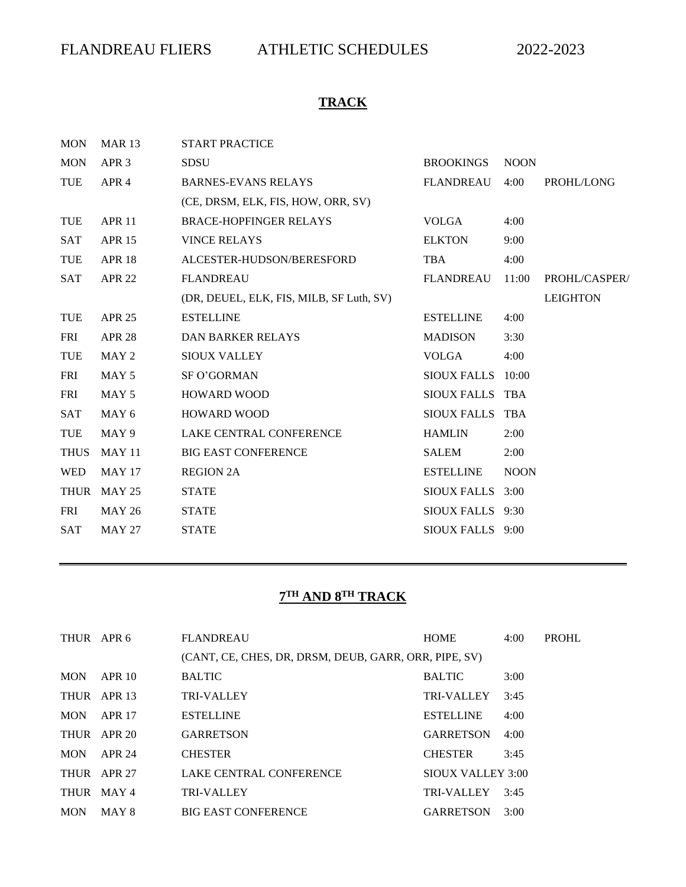FLANDREAU FLIERS ATHLETIC SCHEDULES 2022-2023

## TRACK

| | | | | | |
|---|---|---|---|---|---|
| MON | MAR 13 | START PRACTICE | | | |
| MON | APR 3 | SDSU | BROOKINGS | NOON | |
| TUE | APR 4 | BARNES-EVANS RELAYS | FLANDREAU | 4:00 | PROHL/LONG |
| | | (CE, DRSM, ELK, FIS, HOW, ORR, SV) | | | |
| TUE | APR 11 | BRACE-HOPFINGER RELAYS | VOLGA | 4:00 | |
| SAT | APR 15 | VINCE RELAYS | ELKTON | 9:00 | |
| TUE | APR 18 | ALCESTER-HUDSON/BERESFORD | TBA | 4:00 | |
| SAT | APR 22 | FLANDREAU | FLANDREAU | 11:00 | PROHL/CASPER/ |
| | | (DR, DEUEL, ELK, FIS, MILB, SF Luth, SV) | | | LEIGHTON |
| TUE | APR 25 | ESTELLINE | ESTELLINE | 4:00 | |
| FRI | APR 28 | DAN BARKER RELAYS | MADISON | 3:30 | |
| TUE | MAY 2 | SIOUX VALLEY | VOLGA | 4:00 | |
| FRI | MAY 5 | SF O'GORMAN | SIOUX FALLS | 10:00 | |
| FRI | MAY 5 | HOWARD WOOD | SIOUX FALLS | TBA | |
| SAT | MAY 6 | HOWARD WOOD | SIOUX FALLS | TBA | |
| TUE | MAY 9 | LAKE CENTRAL CONFERENCE | HAMLIN | 2:00 | |
| THUS | MAY 11 | BIG EAST CONFERENCE | SALEM | 2:00 | |
| WED | MAY 17 | REGION 2A | ESTELLINE | NOON | |
| THUR | MAY 25 | STATE | SIOUX FALLS | 3:00 | |
| FRI | MAY 26 | STATE | SIOUX FALLS | 9:30 | |
| SAT | MAY 27 | STATE | SIOUX FALLS | 9:00 | |

---

## 7TH AND 8TH TRACK

| | | | | | |
|---|---|---|---|---|---|
| THUR | APR 6 | FLANDREAU | HOME | 4:00 | PROHL |
| | | (CANT, CE, CHES, DR, DRSM, DEUB, GARR, ORR, PIPE, SV) | | | |
| MON | APR 10 | BALTIC | BALTIC | 3:00 | |
| THUR | APR 13 | TRI-VALLEY | TRI-VALLEY | 3:45 | |
| MON | APR 17 | ESTELLINE | ESTELLINE | 4:00 | |
| THUR | APR 20 | GARRETSON | GARRETSON | 4:00 | |
| MON | APR 24 | CHESTER | CHESTER | 3:45 | |
| THUR | APR 27 | LAKE CENTRAL CONFERENCE | SIOUX VALLEY | 3:00 | |
| THUR | MAY 4 | TRI-VALLEY | TRI-VALLEY | 3:45 | |
| MON | MAY 8 | BIG EAST CONFERENCE | GARRETSON | 3:00 | |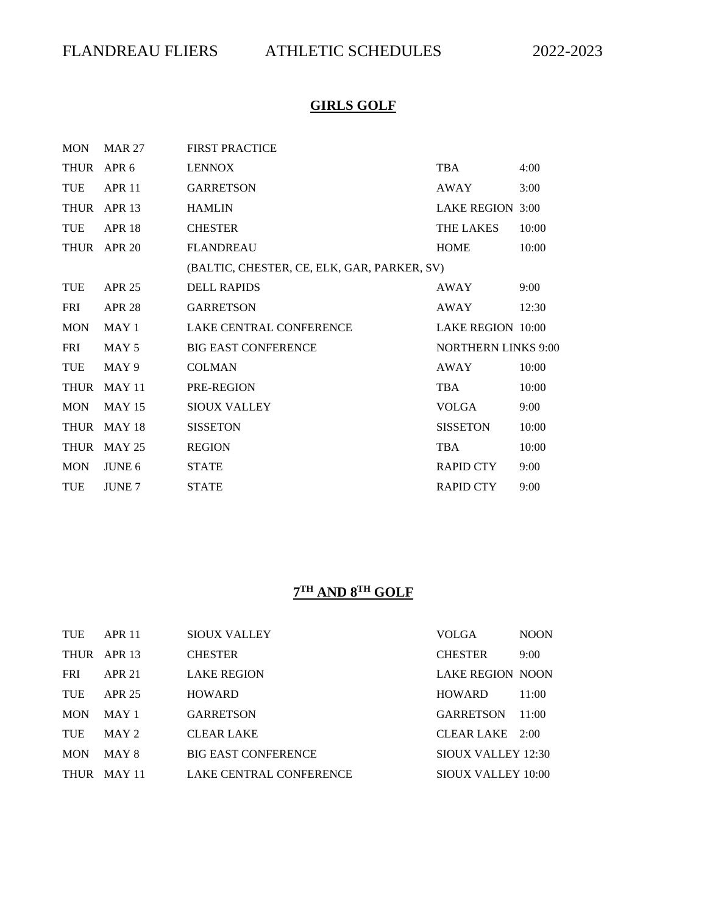FLANDREAU FLIERS ATHLETIC SCHEDULES 2022-2023

## GIRLS GOLF

| | | | | |
|---|---|---|---|---|
| MON | MAR 27 | FIRST PRACTICE | | |
| THUR | APR 6 | LENNOX | TBA | 4:00 |
| TUE | APR 11 | GARRETSON | AWAY | 3:00 |
| THUR | APR 13 | HAMLIN | LAKE REGION | 3:00 |
| TUE | APR 18 | CHESTER | THE LAKES | 10:00 |
| THUR | APR 20 | FLANDREAU | HOME | 10:00 |
| | | (BALTIC, CHESTER, CE, ELK, GAR, PARKER, SV) | | |
| TUE | APR 25 | DELL RAPIDS | AWAY | 9:00 |
| FRI | APR 28 | GARRETSON | AWAY | 12:30 |
| MON | MAY 1 | LAKE CENTRAL CONFERENCE | LAKE REGION | 10:00 |
| FRI | MAY 5 | BIG EAST CONFERENCE | NORTHERN LINKS | 9:00 |
| TUE | MAY 9 | COLMAN | AWAY | 10:00 |
| THUR | MAY 11 | PRE-REGION | TBA | 10:00 |
| MON | MAY 15 | SIOUX VALLEY | VOLGA | 9:00 |
| THUR | MAY 18 | SISSETON | SISSETON | 10:00 |
| THUR | MAY 25 | REGION | TBA | 10:00 |
| MON | JUNE 6 | STATE | RAPID CTY | 9:00 |
| TUE | JUNE 7 | STATE | RAPID CTY | 9:00 |

## 7TH AND 8TH GOLF

| | | | | |
|---|---|---|---|---|
| TUE | APR 11 | SIOUX VALLEY | VOLGA | NOON |
| THUR | APR 13 | CHESTER | CHESTER | 9:00 |
| FRI | APR 21 | LAKE REGION | LAKE REGION | NOON |
| TUE | APR 25 | HOWARD | HOWARD | 11:00 |
| MON | MAY 1 | GARRETSON | GARRETSON | 11:00 |
| TUE | MAY 2 | CLEAR LAKE | CLEAR LAKE | 2:00 |
| MON | MAY 8 | BIG EAST CONFERENCE | SIOUX VALLEY | 12:30 |
| THUR | MAY 11 | LAKE CENTRAL CONFERENCE | SIOUX VALLEY | 10:00 |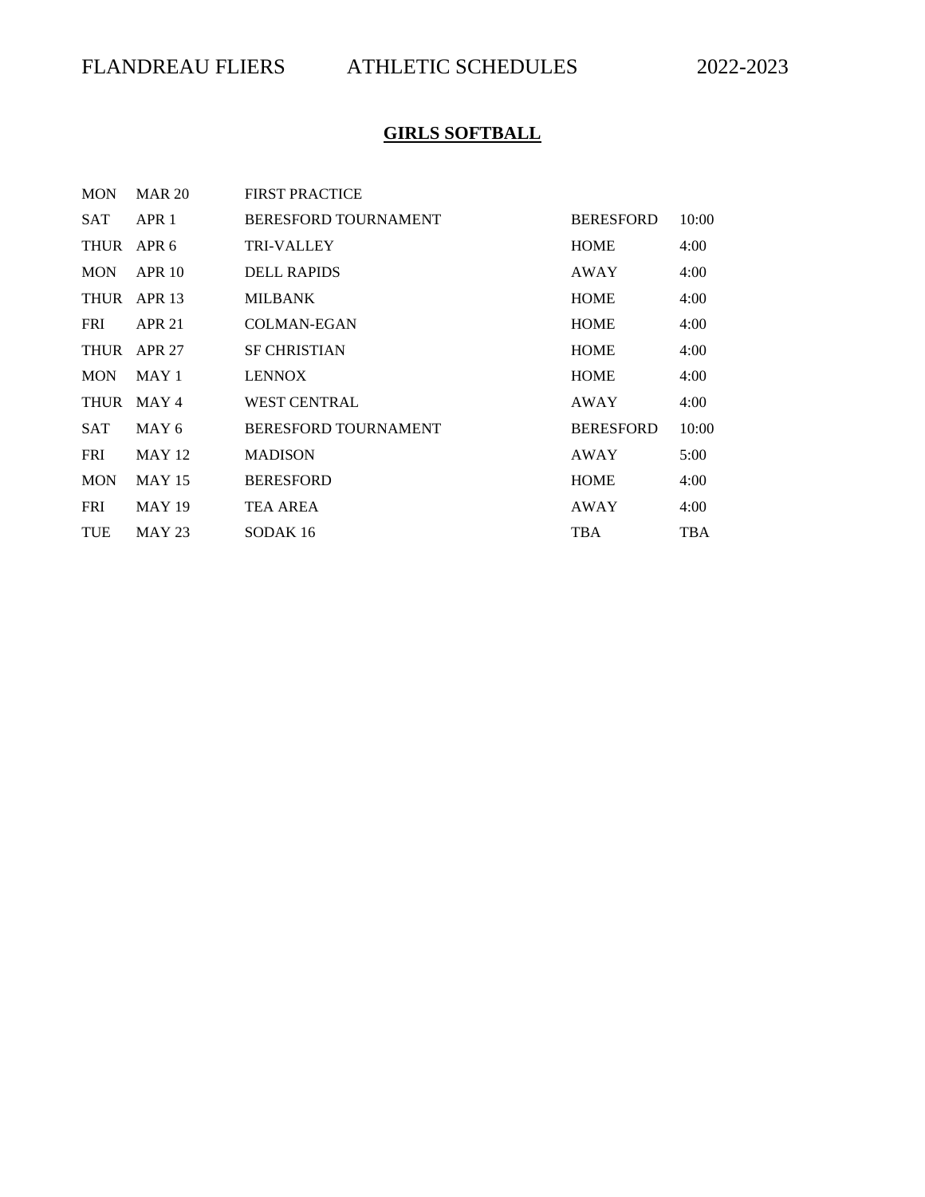FLANDREAU FLIERS ATHLETIC SCHEDULES 2022-2023

## GIRLS SOFTBALL

| | | | | |
|---|---|---|---|---|
| MON | MAR 20 | FIRST PRACTICE | | |
| SAT | APR 1 | BERESFORD TOURNAMENT | BERESFORD | 10:00 |
| THUR | APR 6 | TRI-VALLEY | HOME | 4:00 |
| MON | APR 10 | DELL RAPIDS | AWAY | 4:00 |
| THUR | APR 13 | MILBANK | HOME | 4:00 |
| FRI | APR 21 | COLMAN-EGAN | HOME | 4:00 |
| THUR | APR 27 | SF CHRISTIAN | HOME | 4:00 |
| MON | MAY 1 | LENNOX | HOME | 4:00 |
| THUR | MAY 4 | WEST CENTRAL | AWAY | 4:00 |
| SAT | MAY 6 | BERESFORD TOURNAMENT | BERESFORD | 10:00 |
| FRI | MAY 12 | MADISON | AWAY | 5:00 |
| MON | MAY 15 | BERESFORD | HOME | 4:00 |
| FRI | MAY 19 | TEA AREA | AWAY | 4:00 |
| TUE | MAY 23 | SODAK 16 | TBA | TBA |